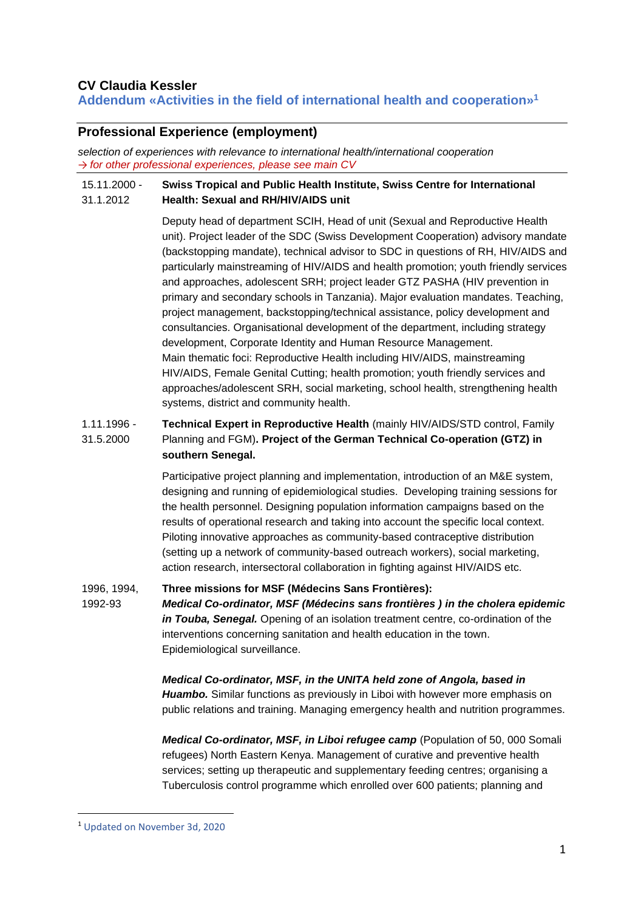# CV Claudia Kessler

## Addendum «Activities in the field of international health and cooperation»[1]

## Professional Experience (employment)

*selection of experiences with relevance to international health/international cooperation*
*→ for other professional experiences, please see main CV*

**15.11.2000 - 31.1.2012** — **Swiss Tropical and Public Health Institute, Swiss Centre for International Health: Sexual and RH/HIV/AIDS unit**

Deputy head of department SCIH, Head of unit (Sexual and Reproductive Health unit). Project leader of the SDC (Swiss Development Cooperation) advisory mandate (backstopping mandate), technical advisor to SDC in questions of RH, HIV/AIDS and particularly mainstreaming of HIV/AIDS and health promotion; youth friendly services and approaches, adolescent SRH; project leader GTZ PASHA (HIV prevention in primary and secondary schools in Tanzania). Major evaluation mandates. Teaching, project management, backstopping/technical assistance, policy development and consultancies. Organisational development of the department, including strategy development, Corporate Identity and Human Resource Management.
Main thematic foci: Reproductive Health including HIV/AIDS, mainstreaming HIV/AIDS, Female Genital Cutting; health promotion; youth friendly services and approaches/adolescent SRH, social marketing, school health, strengthening health systems, district and community health.

**1.11.1996 - 31.5.2000** — **Technical Expert in Reproductive Health** (mainly HIV/AIDS/STD control, Family Planning and FGM)**. Project of the German Technical Co-operation (GTZ) in southern Senegal.**

Participative project planning and implementation, introduction of an M&E system, designing and running of epidemiological studies. Developing training sessions for the health personnel. Designing population information campaigns based on the results of operational research and taking into account the specific local context. Piloting innovative approaches as community-based contraceptive distribution (setting up a network of community-based outreach workers), social marketing, action research, intersectoral collaboration in fighting against HIV/AIDS etc.

**1996, 1994, 1992-93** — **Three missions for MSF (Médecins Sans Frontières):**

***Medical Co-ordinator, MSF (Médecins sans frontières ) in the cholera epidemic in Touba, Senegal.*** Opening of an isolation treatment centre, co-ordination of the interventions concerning sanitation and health education in the town. Epidemiological surveillance.

***Medical Co-ordinator, MSF, in the UNITA held zone of Angola, based in Huambo.*** Similar functions as previously in Liboi with however more emphasis on public relations and training. Managing emergency health and nutrition programmes.

***Medical Co-ordinator, MSF, in Liboi refugee camp*** (Population of 50, 000 Somali refugees) North Eastern Kenya. Management of curative and preventive health services; setting up therapeutic and supplementary feeding centres; organising a Tuberculosis control programme which enrolled over 600 patients; planning and

---

[1] Updated on November 3d, 2020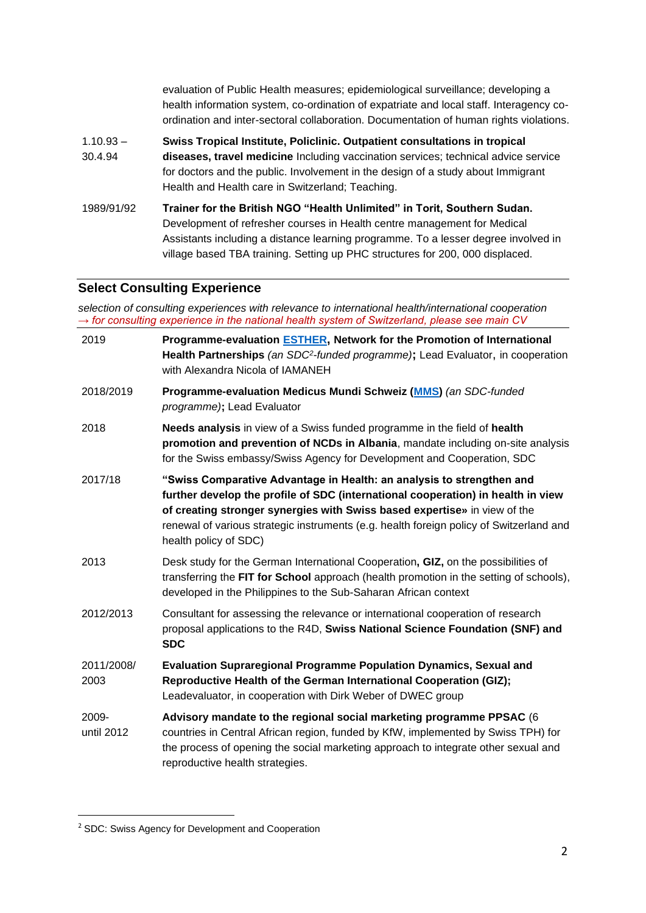| | |
|---|---|
| | evaluation of Public Health measures; epidemiological surveillance; developing a health information system, co-ordination of expatriate and local staff. Interagency co-ordination and inter-sectoral collaboration. Documentation of human rights violations. |
| 1.10.93 – 30.4.94 | **Swiss Tropical Institute, Policlinic. Outpatient consultations in tropical diseases, travel medicine** Including vaccination services; technical advice service for doctors and the public. Involvement in the design of a study about Immigrant Health and Health care in Switzerland; Teaching. |
| 1989/91/92 | **Trainer for the British NGO "Health Unlimited" in Torit, Southern Sudan.** Development of refresher courses in Health centre management for Medical Assistants including a distance learning programme. To a lesser degree involved in village based TBA training. Setting up PHC structures for 200, 000 displaced. |

## Select Consulting Experience

*selection of consulting experiences with relevance to international health/international cooperation*
*→ for consulting experience in the national health system of Switzerland, please see main CV*

| | |
|---|---|
| 2019 | **Programme-evaluation ESTHER, Network for the Promotion of International Health Partnerships** *(an SDC[2]-funded programme)***;** Lead Evaluator, in cooperation with Alexandra Nicola of IAMANEH |
| 2018/2019 | **Programme-evaluation Medicus Mundi Schweiz (MMS)** *(an SDC-funded programme)***;** Lead Evaluator |
| 2018 | **Needs analysis** in view of a Swiss funded programme in the field of **health promotion and prevention of NCDs in Albania**, mandate including on-site analysis for the Swiss embassy/Swiss Agency for Development and Cooperation, SDC |
| 2017/18 | **"Swiss Comparative Advantage in Health: an analysis to strengthen and further develop the profile of SDC (international cooperation) in health in view of creating stronger synergies with Swiss based expertise»** in view of the renewal of various strategic instruments (e.g. health foreign policy of Switzerland and health policy of SDC) |
| 2013 | Desk study for the German International Cooperation**, GIZ,** on the possibilities of transferring the **FIT for School** approach (health promotion in the setting of schools), developed in the Philippines to the Sub-Saharan African context |
| 2012/2013 | Consultant for assessing the relevance or international cooperation of research proposal applications to the R4D, **Swiss National Science Foundation (SNF) and SDC** |
| 2011/2008/ 2003 | **Evaluation Supraregional Programme Population Dynamics, Sexual and Reproductive Health of the German International Cooperation (GIZ);** Leadevaluator, in cooperation with Dirk Weber of DWEC group |
| 2009- until 2012 | **Advisory mandate to the regional social marketing programme PPSAC** (6 countries in Central African region, funded by KfW, implemented by Swiss TPH) for the process of opening the social marketing approach to integrate other sexual and reproductive health strategies. |

[2] SDC: Swiss Agency for Development and Cooperation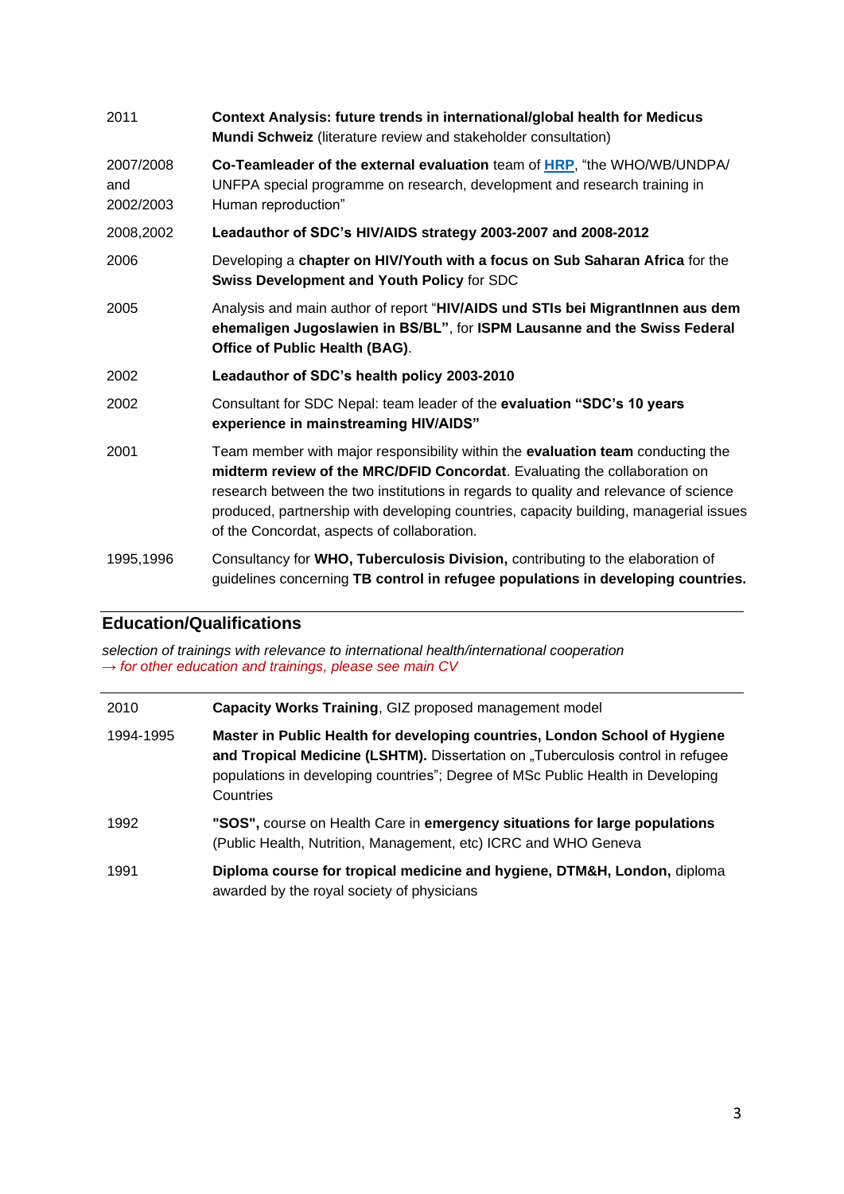| | |
|---|---|
| 2011 | **Context Analysis: future trends in international/global health for Medicus Mundi Schweiz** (literature review and stakeholder consultation) |
| 2007/2008 and 2002/2003 | **Co-Teamleader of the external evaluation** team of **HRP**, "the WHO/WB/UNDPA/ UNFPA special programme on research, development and research training in Human reproduction" |
| 2008,2002 | **Leadauthor of SDC's HIV/AIDS strategy 2003-2007 and 2008-2012** |
| 2006 | Developing a **chapter on HIV/Youth with a focus on Sub Saharan Africa** for the **Swiss Development and Youth Policy** for SDC |
| 2005 | Analysis and main author of report "**HIV/AIDS und STIs bei MigrantInnen aus dem ehemaligen Jugoslawien in BS/BL"**, for **ISPM Lausanne and the Swiss Federal Office of Public Health (BAG)**. |
| 2002 | **Leadauthor of SDC's health policy 2003-2010** |
| 2002 | Consultant for SDC Nepal: team leader of the **evaluation "SDC's 10 years experience in mainstreaming HIV/AIDS"** |
| 2001 | Team member with major responsibility within the **evaluation team** conducting the **midterm review of the MRC/DFID Concordat**. Evaluating the collaboration on research between the two institutions in regards to quality and relevance of science produced, partnership with developing countries, capacity building, managerial issues of the Concordat, aspects of collaboration. |
| 1995,1996 | Consultancy for **WHO, Tuberculosis Division,** contributing to the elaboration of guidelines concerning **TB control in refugee populations in developing countries.** |

## Education/Qualifications

*selection of trainings with relevance to international health/international cooperation*
*→ for other education and trainings, please see main CV*

| | |
|---|---|
| 2010 | **Capacity Works Training**, GIZ proposed management model |
| 1994-1995 | **Master in Public Health for developing countries, London School of Hygiene and Tropical Medicine (LSHTM).** Dissertation on „Tuberculosis control in refugee populations in developing countries"; Degree of MSc Public Health in Developing Countries |
| 1992 | **"SOS",** course on Health Care in **emergency situations for large populations** (Public Health, Nutrition, Management, etc) ICRC and WHO Geneva |
| 1991 | **Diploma course for tropical medicine and hygiene, DTM&H, London,** diploma awarded by the royal society of physicians |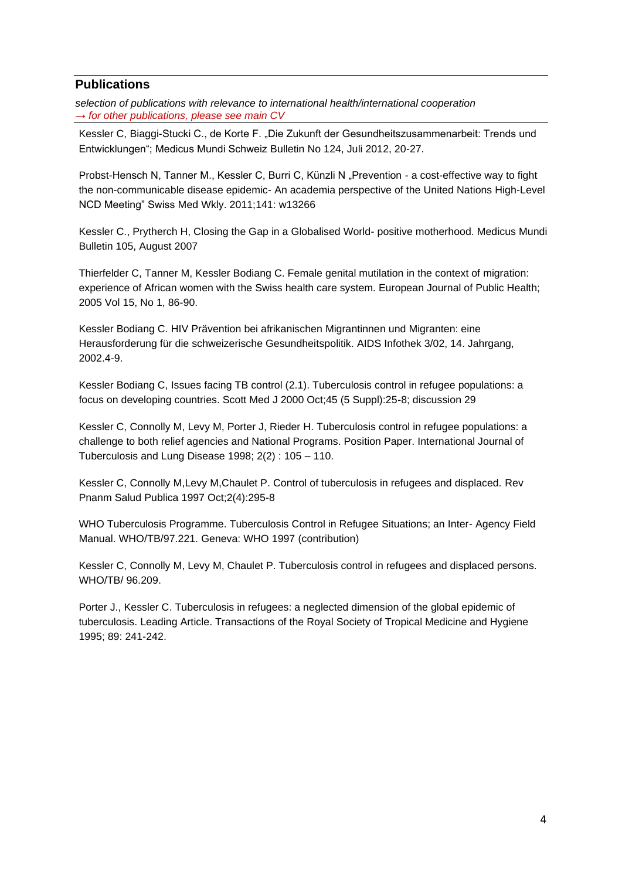## Publications

*selection of publications with relevance to international health/international cooperation*
*→ for other publications, please see main CV*

Kessler C, Biaggi-Stucki C., de Korte F. „Die Zukunft der Gesundheitszusammenarbeit: Trends und Entwicklungen"; Medicus Mundi Schweiz Bulletin No 124, Juli 2012, 20-27.

Probst-Hensch N, Tanner M., Kessler C, Burri C, Künzli N „Prevention - a cost-effective way to fight the non-communicable disease epidemic- An academia perspective of the United Nations High-Level NCD Meeting" Swiss Med Wkly. 2011;141: w13266

Kessler C., Prytherch H, Closing the Gap in a Globalised World- positive motherhood. Medicus Mundi Bulletin 105, August 2007

Thierfelder C, Tanner M, Kessler Bodiang C. Female genital mutilation in the context of migration: experience of African women with the Swiss health care system. European Journal of Public Health; 2005 Vol 15, No 1, 86-90.

Kessler Bodiang C. HIV Prävention bei afrikanischen Migrantinnen und Migranten: eine Herausforderung für die schweizerische Gesundheitspolitik. AIDS Infothek 3/02, 14. Jahrgang, 2002.4-9.

Kessler Bodiang C, Issues facing TB control (2.1). Tuberculosis control in refugee populations: a focus on developing countries. Scott Med J 2000 Oct;45 (5 Suppl):25-8; discussion 29

Kessler C, Connolly M, Levy M, Porter J, Rieder H. Tuberculosis control in refugee populations: a challenge to both relief agencies and National Programs. Position Paper. International Journal of Tuberculosis and Lung Disease 1998; 2(2) : 105 – 110.

Kessler C, Connolly M,Levy M,Chaulet P. Control of tuberculosis in refugees and displaced. Rev Pnanm Salud Publica 1997 Oct;2(4):295-8

WHO Tuberculosis Programme. Tuberculosis Control in Refugee Situations; an Inter- Agency Field Manual. WHO/TB/97.221. Geneva: WHO 1997 (contribution)

Kessler C, Connolly M, Levy M, Chaulet P. Tuberculosis control in refugees and displaced persons. WHO/TB/ 96.209.

Porter J., Kessler C. Tuberculosis in refugees: a neglected dimension of the global epidemic of tuberculosis. Leading Article. Transactions of the Royal Society of Tropical Medicine and Hygiene 1995; 89: 241-242.